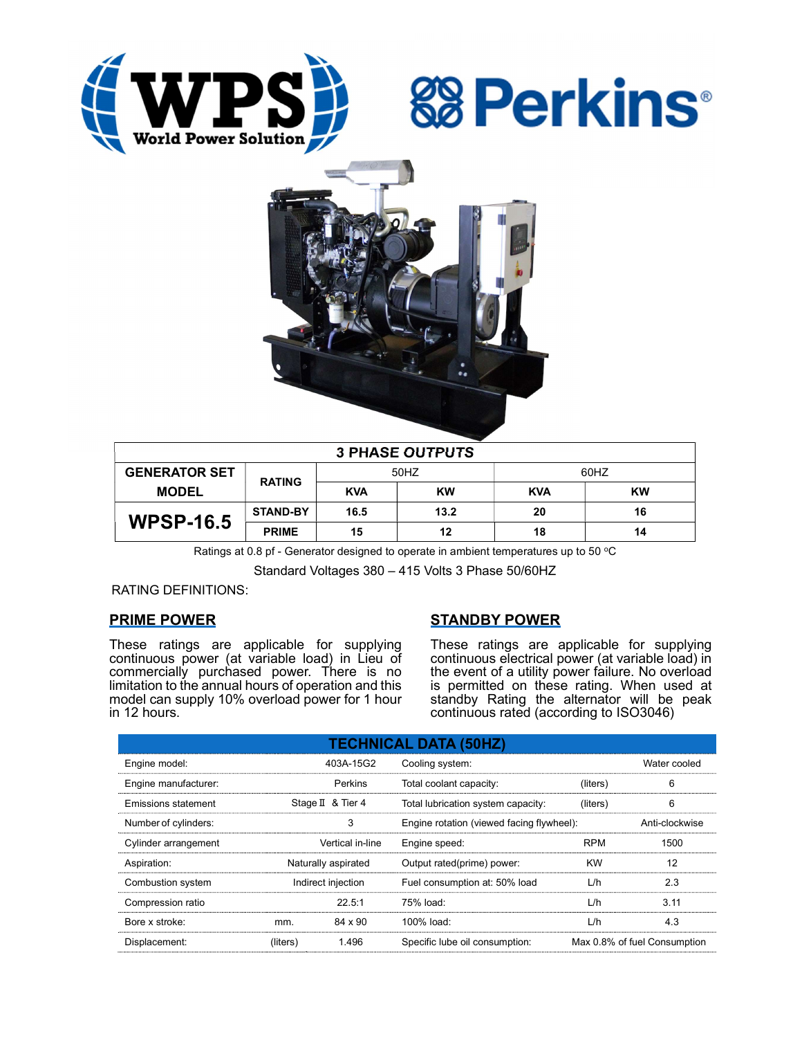WPS World Power Solution

Perkins®

## 3 PHASE OUTPUTS

| GENERATOR SET MODEL | RATING | 50HZ | | 60HZ | |
|---|---|---|---|---|---|
| | | KVA | KW | KVA | KW |
| **WPSP-16.5** | STAND-BY | 16.5 | 13.2 | 20 | 16 |
| | PRIME | 15 | 12 | 18 | 14 |

Ratings at 0.8 pf - Generator designed to operate in ambient temperatures up to 50 ºC

Standard Voltages 380 – 415 Volts 3 Phase 50/60HZ

RATING DEFINITIONS:

## PRIME POWER

These ratings are applicable for supplying continuous power (at variable load) in Lieu of commercially purchased power. There is no limitation to the annual hours of operation and this model can supply 10% overload power for 1 hour in 12 hours.

## STANDBY POWER

These ratings are applicable for supplying continuous electrical power (at variable load) in the event of a utility power failure. No overload is permitted on these rating. When used at standby Rating the alternator will be peak continuous rated (according to ISO3046)

## TECHNICAL DATA (50HZ)

| | | | | | |
|---|---|---|---|---|---|
| Engine model: | | 403A-15G2 | Cooling system: | | Water cooled |
| Engine manufacturer: | | Perkins | Total coolant capacity: | (liters) | 6 |
| Emissions statement | | Stage Ⅱ & Tier 4 | Total lubrication system capacity: | (liters) | 6 |
| Number of cylinders: | | 3 | Engine rotation (viewed facing flywheel): | | Anti-clockwise |
| Cylinder arrangement | | Vertical in-line | Engine speed: | RPM | 1500 |
| Aspiration: | | Naturally aspirated | Output rated(prime) power: | KW | 12 |
| Combustion system | | Indirect injection | Fuel consumption at: 50% load | L/h | 2.3 |
| Compression ratio | | 22.5:1 | 75% load: | L/h | 3.11 |
| Bore x stroke: | mm. | 84 x 90 | 100% load: | L/h | 4.3 |
| Displacement: | (liters) | 1.496 | Specific lube oil consumption: | | Max 0.8% of fuel Consumption |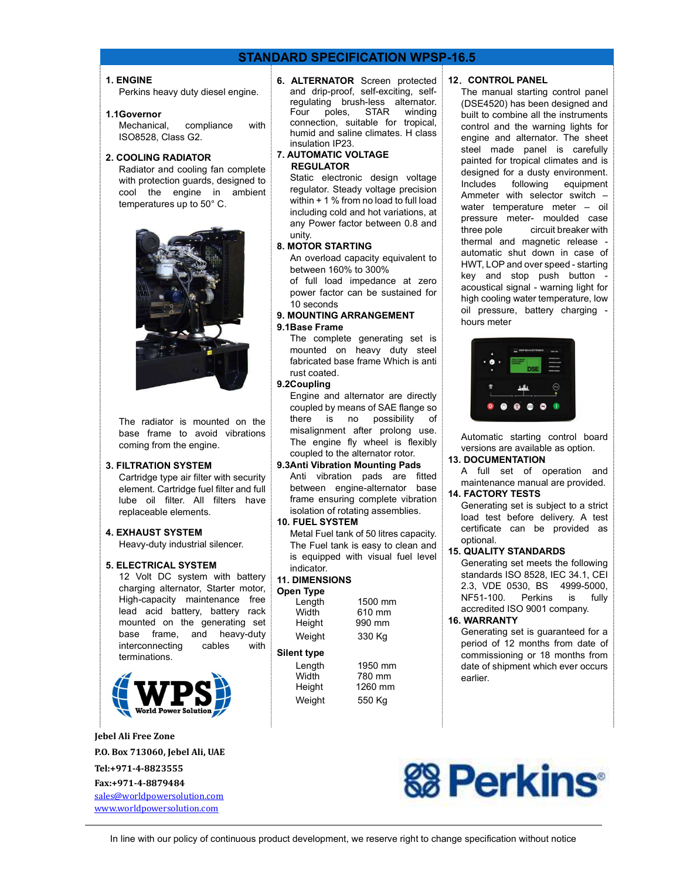# STANDARD SPECIFICATION WPSP-16.5

### 1. ENGINE

Perkins heavy duty diesel engine.

### 1.1Governor

Mechanical, compliance with ISO8528, Class G2.

### 2. COOLING RADIATOR

Radiator and cooling fan complete with protection guards, designed to cool the engine in ambient temperatures up to 50° C.

The radiator is mounted on the base frame to avoid vibrations coming from the engine.

### 3. FILTRATION SYSTEM

Cartridge type air filter with security element. Cartridge fuel filter and full lube oil filter. All filters have replaceable elements.

### 4. EXHAUST SYSTEM

Heavy-duty industrial silencer.

### 5. ELECTRICAL SYSTEM

12 Volt DC system with battery charging alternator, Starter motor, High-capacity maintenance free lead acid battery, battery rack mounted on the generating set base frame, and heavy-duty interconnecting cables with terminations.

### 6. ALTERNATOR

Screen protected and drip-proof, self-exciting, self-regulating brush-less alternator. Four poles, STAR winding connection, suitable for tropical, humid and saline climates. H class insulation IP23.

### 7. AUTOMATIC VOLTAGE REGULATOR

Static electronic design voltage regulator. Steady voltage precision within + 1 % from no load to full load including cold and hot variations, at any Power factor between 0.8 and unity.

### 8. MOTOR STARTING

An overload capacity equivalent to between 160% to 300% of full load impedance at zero power factor can be sustained for 10 seconds

### 9. MOUNTING ARRANGEMENT

### 9.1Base Frame

The complete generating set is mounted on heavy duty steel fabricated base frame Which is anti rust coated.

### 9.2Coupling

Engine and alternator are directly coupled by means of SAE flange so there is no possibility of misalignment after prolong use. The engine fly wheel is flexibly coupled to the alternator rotor.

### 9.3Anti Vibration Mounting Pads

Anti vibration pads are fitted between engine-alternator base frame ensuring complete vibration isolation of rotating assemblies.

### 10. FUEL SYSTEM

Metal Fuel tank of 50 litres capacity. The Fuel tank is easy to clean and is equipped with visual fuel level indicator.

### 11. DIMENSIONS

**Open Type**

| | |
|---|---|
| Length | 1500 mm |
| Width | 610 mm |
| Height | 990 mm |
| Weight | 330 Kg |

**Silent type**

| | |
|---|---|
| Length | 1950 mm |
| Width | 780 mm |
| Height | 1260 mm |
| Weight | 550 Kg |

### 12. CONTROL PANEL

The manual starting control panel (DSE4520) has been designed and built to combine all the instruments control and the warning lights for engine and alternator. The sheet steel made panel is carefully painted for tropical climates and is designed for a dusty environment. Includes following equipment Ammeter with selector switch – water temperature meter – oil pressure meter- moulded case three pole circuit breaker with thermal and magnetic release - automatic shut down in case of HWT, LOP and over speed - starting key and stop push button - acoustical signal - warning light for high cooling water temperature, low oil pressure, battery charging - hours meter

Automatic starting control board versions are available as option.

### 13. DOCUMENTATION

A full set of operation and maintenance manual are provided.

### 14. FACTORY TESTS

Generating set is subject to a strict load test before delivery. A test certificate can be provided as optional.

### 15. QUALITY STANDARDS

Generating set meets the following standards ISO 8528, IEC 34.1, CEI 2.3, VDE 0530, BS 4999-5000, NF51-100. Perkins is fully accredited ISO 9001 company.

### 16. WARRANTY

Generating set is guaranteed for a period of 12 months from date of commissioning or 18 months from date of shipment which ever occurs earlier.

WPS World Power Solution

**Jebel Ali Free Zone**
**P.O. Box 713060, Jebel Ali, UAE**
**Tel:+971-4-8823555**
**Fax:+971-4-8879484**
sales@worldpowersolution.com
www.worldpowersolution.com

Perkins

In line with our policy of continuous product development, we reserve right to change specification without notice